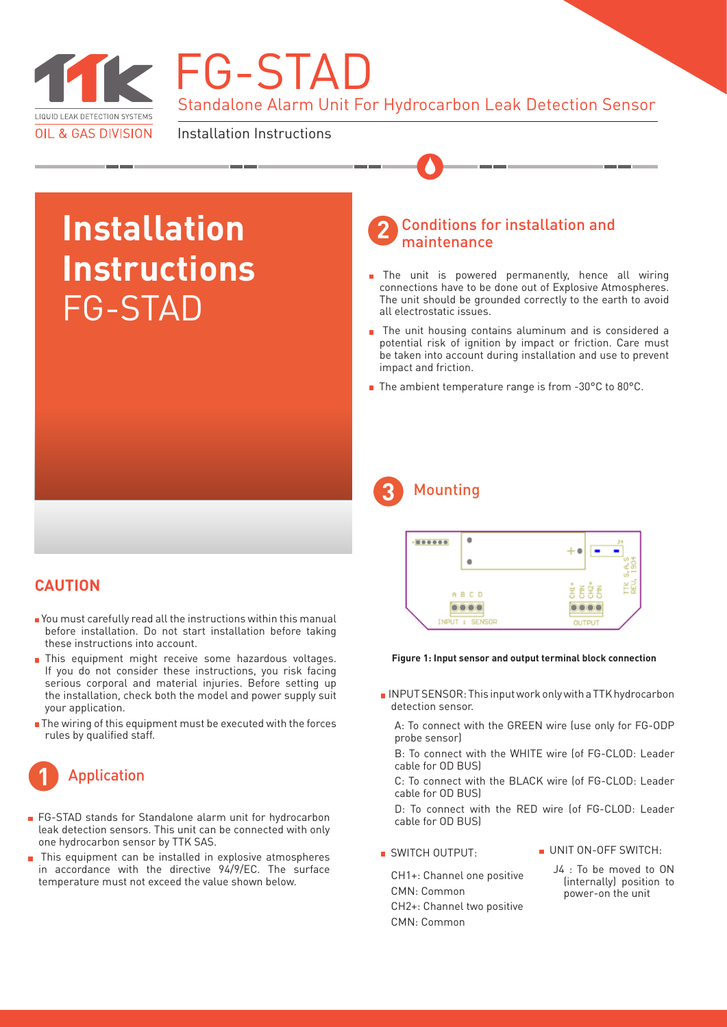# FG-STAD

Standalone Alarm Unit For Hydrocarbon Leak Detection Sensor

LIQUID LEAK DETECTION SYSTEMS
OIL & GAS DIVISION

Installation Instructions

# Installation Instructions FG-STAD

## CAUTION

- You must carefully read all the instructions within this manual before installation. Do not start installation before taking these instructions into account.
- This equipment might receive some hazardous voltages. If you do not consider these instructions, you risk facing serious corporal and material injuries. Before setting up the installation, check both the model and power supply suit your application.
- The wiring of this equipment must be executed with the forces rules by qualified staff.

## 1 Application

- FG-STAD stands for Standalone alarm unit for hydrocarbon leak detection sensors. This unit can be connected with only one hydrocarbon sensor by TTK SAS.
- This equipment can be installed in explosive atmospheres in accordance with the directive 94/9/EC. The surface temperature must not exceed the value shown below.

## 2 Conditions for installation and maintenance

- The unit is powered permanently, hence all wiring connections have to be done out of Explosive Atmospheres. The unit should be grounded correctly to the earth to avoid all electrostatic issues.
- The unit housing contains aluminum and is considered a potential risk of ignition by impact or friction. Care must be taken into account during installation and use to prevent impact and friction.
- The ambient temperature range is from -30°C to 80°C.

## 3 Mounting

A B C D
INPUT : SENSOR

CH1+ CMN CH2+ CMN
OUTPUT

J4

TTK S.A.S REV. 1904

**Figure 1: Input sensor and output terminal block connection**

- INPUT SENSOR: This input work only with a TTK hydrocarbon detection sensor.

  A: To connect with the GREEN wire (use only for FG-ODP probe sensor)

  B: To connect with the WHITE wire (of FG-CLOD: Leader cable for OD BUS)

  C: To connect with the BLACK wire (of FG-CLOD: Leader cable for OD BUS)

  D: To connect with the RED wire (of FG-CLOD: Leader cable for OD BUS)

- SWITCH OUTPUT:

  CH1+: Channel one positive
  CMN: Common
  CH2+: Channel two positive
  CMN: Common

- UNIT ON-OFF SWITCH:

  J4 : To be moved to ON (internally) position to power-on the unit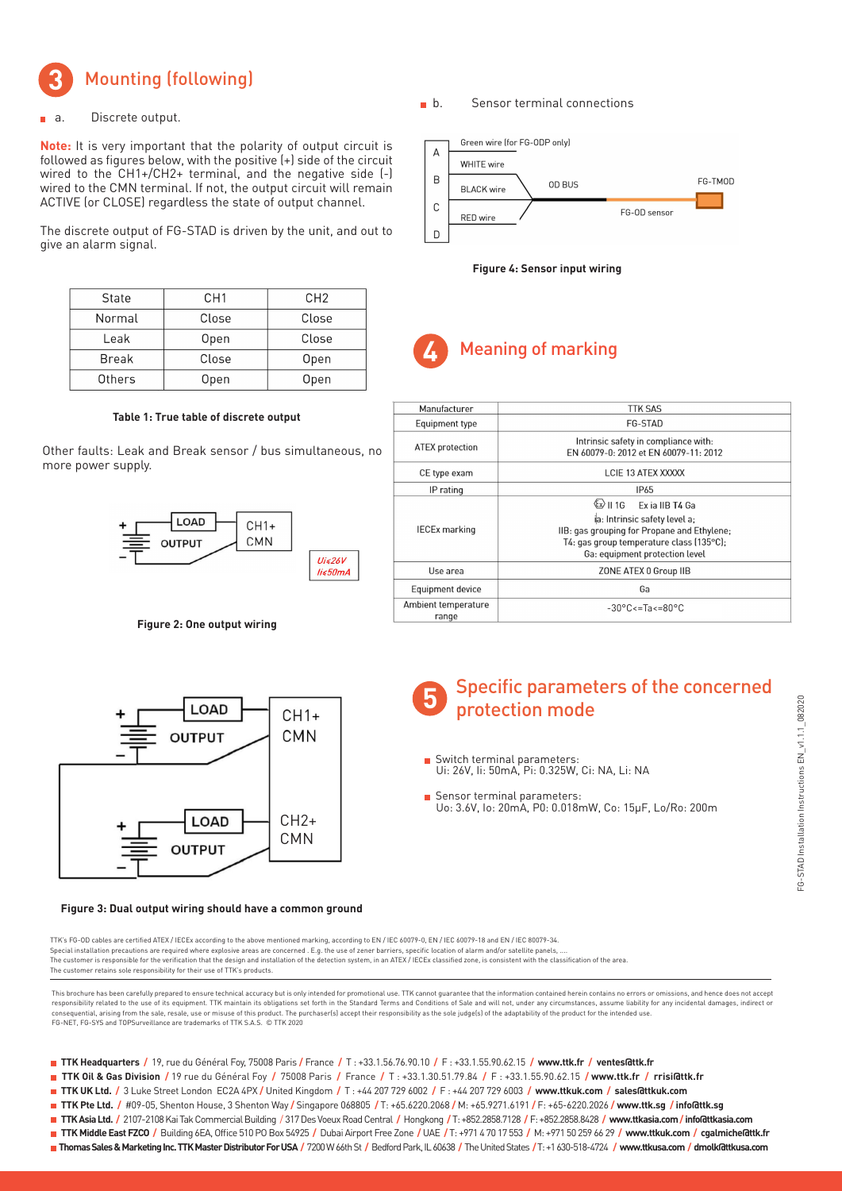## 3 Mounting (following)

a. Discrete output.

**Note:** It is very important that the polarity of output circuit is followed as figures below, with the positive (+) side of the circuit wired to the CH1+/CH2+ terminal, and the negative side (-) wired to the CMN terminal. If not, the output circuit will remain ACTIVE (or CLOSE) regardless the state of output channel.

The discrete output of FG-STAD is driven by the unit, and out to give an alarm signal.

| State | CH1 | CH2 |
|---|---|---|
| Normal | Close | Close |
| Leak | Open | Close |
| Break | Close | Open |
| Others | Open | Open |

**Table 1: True table of discrete output**

Other faults: Leak and Break sensor / bus simultaneous, no more power supply.

+
LOAD
OUTPUT
CH1+
CMN
−
Ui≤26V
Ii≤50mA

**Figure 2: One output wiring**

+
LOAD
OUTPUT
CH1+
CMN
−
+
LOAD
OUTPUT
CH2+
CMN
−

**Figure 3: Dual output wiring should have a common ground**

b. Sensor terminal connections

A
B
C
D
Green wire (for FG-ODP only)
WHITE wire
BLACK wire
RED wire
OD BUS
FG-TMOD
FG-OD sensor

**Figure 4: Sensor input wiring**

## 4 Meaning of marking

| | |
|---|---|
| Manufacturer | TTK SAS |
| Equipment type | FG-STAD |
| ATEX protection | Intrinsic safety in compliance with: EN 60079-0: 2012 et EN 60079-11: 2012 |
| CE type exam | LCIE 13 ATEX XXXXX |
| IP rating | IP65 |
| IECEx marking | Ⓔx II 1G Ex ia IIB T4 Ga<br>ia: Intrinsic safety level a;<br>IIB: gas grouping for Propane and Ethylene;<br>T4: gas group temperature class (135°C);<br>Ga: equipment protection level |
| Use area | ZONE ATEX 0 Group IIB |
| Equipment device | Ga |
| Ambient temperature range | -30°C<=Ta<=80°C |

## 5 Specific parameters of the concerned protection mode

- Switch terminal parameters:
  Ui: 26V, Ii: 50mA, Pi: 0.325W, Ci: NA, Li: NA
- Sensor terminal parameters:
  Uo: 3.6V, Io: 20mA, P0: 0.018mW, Co: 15µF, Lo/Ro: 200m

TTK's FG-OD cables are certified ATEX / IECEx according to the above mentioned marking, according to EN / IEC 60079-0, EN / IEC 60079-18 and EN / IEC 80079-34.
Special installation precautions are required where explosive areas are concerned . E.g. the use of zener barriers, specific location of alarm and/or satellite panels, ....
The customer is responsible for the verification that the design and installation of the detection system, in an ATEX / IECEx classified zone, is consistent with the classification of the area.
The customer retains sole responsibility for their use of TTK's products.

This brochure has been carefully prepared to ensure technical accuracy but is only intended for promotional use. TTK cannot guarantee that the information contained herein contains no errors or omissions, and hence does not accept responsibility related to the use of its equipment. TTK maintain its obligations set forth in the Standard Terms and Conditions of Sale and will not, under any circumstances, assume liability for any incidental damages, indirect or consequential, arising from the sale, resale, use or misuse of this product. The purchaser(s) accept their responsibility as the sole judge(s) of the adaptability of the product for the intended use.
FG-NET, FG-SYS and TOPSurveillance are trademarks of TTK S.A.S. © TTK 2020

- **TTK Headquarters** / 19, rue du Général Foy, 75008 Paris / France / T : +33.1.56.76.90.10 / F : +33.1.56.90.62.15 / **www.ttk.fr** / **ventes@ttk.fr**
- **TTK Oil & Gas Division** / 19 rue du Général Foy / 75008 Paris / France / T : +33.1.30.51.79.84 / F : +33.1.55.90.62.15 / **www.ttk.fr** / **rrisi@ttk.fr**
- **TTK UK Ltd.** / 3 Luke Street London EC2A 4PX / United Kingdom / T : +44 207 729 6002 / F : +44 207 729 6003 / **www.ttkuk.com** / **sales@ttkuk.com**
- **TTK Pte Ltd.** / #09-05, Shenton House, 3 Shenton Way / Singapore 068805 / T: +65.6220.2068 / M: +65.9271.6191 / F: +65-6220.2026 / **www.ttk.sg** / **info@ttk.sg**
- **TTK Asia Ltd.** / 2107-2108 Kai Tak Commercial Building / 317 Des Voeux Road Central / Hongkong / T: +852.2858.7128 / F: +852.2858.8428 / **www.ttkasia.com** / **info@ttkasia.com**
- **TTK Middle East FZCO** / Building 6EA, Office 510 PO Box 54925 / Dubai Airport Free Zone / UAE / T: +971 4 70 17 553 / M: +971 50 259 66 29 / **www.ttkuk.com** / **cgalmiche@ttk.fr**
- **Thomas Sales & Marketing Inc. TTK Master Distributor For USA** / 7200 W 66th St / Bedford Park, IL 60638 / The United States / T: +1 630-518-4724 / **www.ttkusa.com** / **dmolk@ttkusa.com**